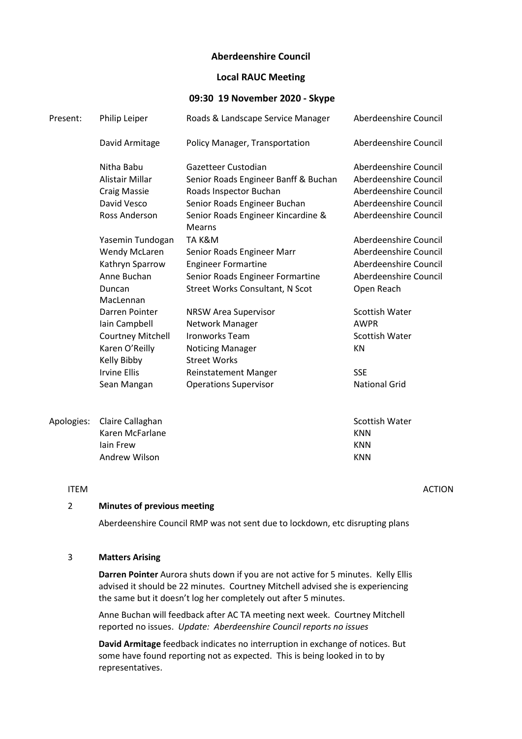**Aberdeenshire Council**

**Local RAUC Meeting**

**09:30 19 November 2020 - Skype**

| Present: | Philip Leiper | Roads & Landscape Service Manager | Aberdeenshire Council |
| --- | --- | --- | --- |
| | David Armitage | Policy Manager, Transportation | Aberdeenshire Council |
| | Nitha Babu | Gazetteer Custodian | Aberdeenshire Council |
| | Alistair Millar | Senior Roads Engineer Banff & Buchan | Aberdeenshire Council |
| | Craig Massie | Roads Inspector Buchan | Aberdeenshire Council |
| | David Vesco | Senior Roads Engineer Buchan | Aberdeenshire Council |
| | Ross Anderson | Senior Roads Engineer Kincardine & Mearns | Aberdeenshire Council |
| | Yasemin Tundogan | TA K&M | Aberdeenshire Council |
| | Wendy McLaren | Senior Roads Engineer Marr | Aberdeenshire Council |
| | Kathryn Sparrow | Engineer Formartine | Aberdeenshire Council |
| | Anne Buchan | Senior Roads Engineer Formartine | Aberdeenshire Council |
| | Duncan MacLennan | Street Works Consultant, N Scot | Open Reach |
| | Darren Pointer | NRSW Area Supervisor | Scottish Water |
| | Iain Campbell | Network Manager | AWPR |
| | Courtney Mitchell | Ironworks Team | Scottish Water |
| | Karen O'Reilly | Noticing Manager | KN |
| | Kelly Bibby | Street Works | |
| | Irvine Ellis | Reinstatement Manger | SSE |
| | Sean Mangan | Operations Supervisor | National Grid |

| Apologies: | Claire Callaghan | Scottish Water |
| --- | --- | --- |
| | Karen McFarlane | KNN |
| | Iain Frew | KNN |
| | Andrew Wilson | KNN |

ITEM ACTION

2 **Minutes of previous meeting**

Aberdeenshire Council RMP was not sent due to lockdown, etc disrupting plans

3 **Matters Arising**

**Darren Pointer** Aurora shuts down if you are not active for 5 minutes. Kelly Ellis advised it should be 22 minutes. Courtney Mitchell advised she is experiencing the same but it doesn't log her completely out after 5 minutes.

Anne Buchan will feedback after AC TA meeting next week. Courtney Mitchell reported no issues. *Update: Aberdeenshire Council reports no issues*

**David Armitage** feedback indicates no interruption in exchange of notices. But some have found reporting not as expected. This is being looked in to by representatives.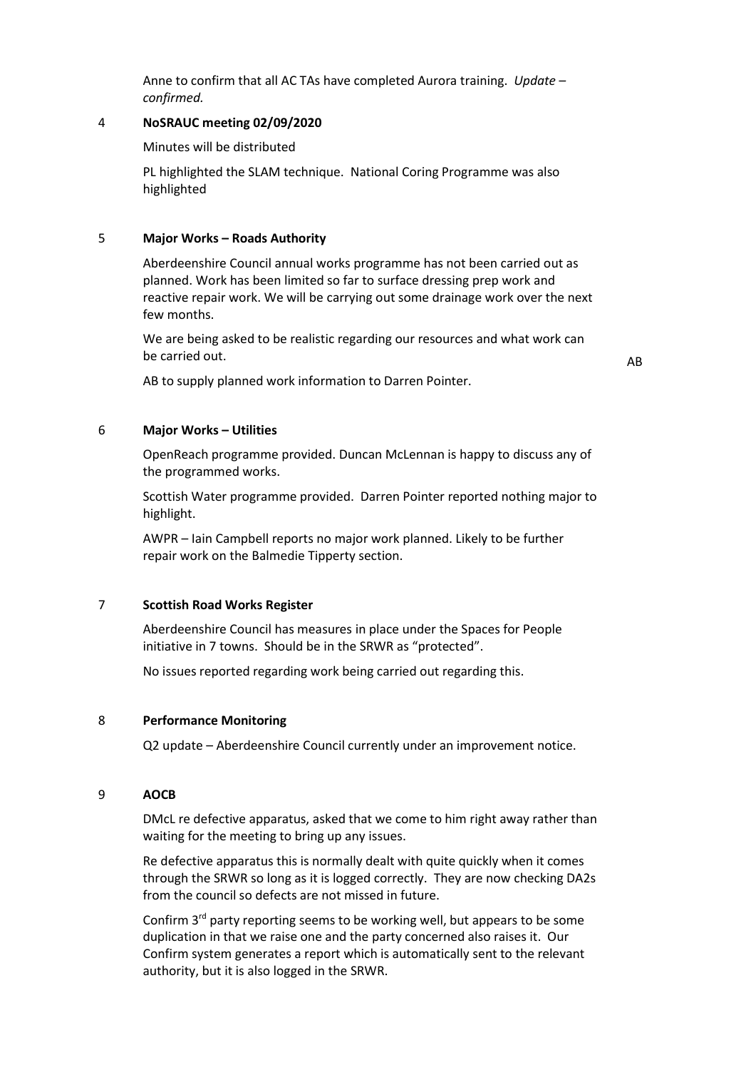Anne to confirm that all AC TAs have completed Aurora training. *Update – confirmed.*

## 4 **NoSRAUC meeting 02/09/2020**

Minutes will be distributed

PL highlighted the SLAM technique. National Coring Programme was also highlighted

## 5 **Major Works – Roads Authority**

Aberdeenshire Council annual works programme has not been carried out as planned. Work has been limited so far to surface dressing prep work and reactive repair work. We will be carrying out some drainage work over the next few months.

We are being asked to be realistic regarding our resources and what work can be carried out.

AB to supply planned work information to Darren Pointer. **AB**

## 6 **Major Works – Utilities**

OpenReach programme provided. Duncan McLennan is happy to discuss any of the programmed works.

Scottish Water programme provided. Darren Pointer reported nothing major to highlight.

AWPR – Iain Campbell reports no major work planned. Likely to be further repair work on the Balmedie Tipperty section.

## 7 **Scottish Road Works Register**

Aberdeenshire Council has measures in place under the Spaces for People initiative in 7 towns. Should be in the SRWR as "protected".

No issues reported regarding work being carried out regarding this.

## 8 **Performance Monitoring**

Q2 update – Aberdeenshire Council currently under an improvement notice.

## 9 **AOCB**

DMcL re defective apparatus, asked that we come to him right away rather than waiting for the meeting to bring up any issues.

Re defective apparatus this is normally dealt with quite quickly when it comes through the SRWR so long as it is logged correctly. They are now checking DA2s from the council so defects are not missed in future.

Confirm 3rd party reporting seems to be working well, but appears to be some duplication in that we raise one and the party concerned also raises it. Our Confirm system generates a report which is automatically sent to the relevant authority, but it is also logged in the SRWR.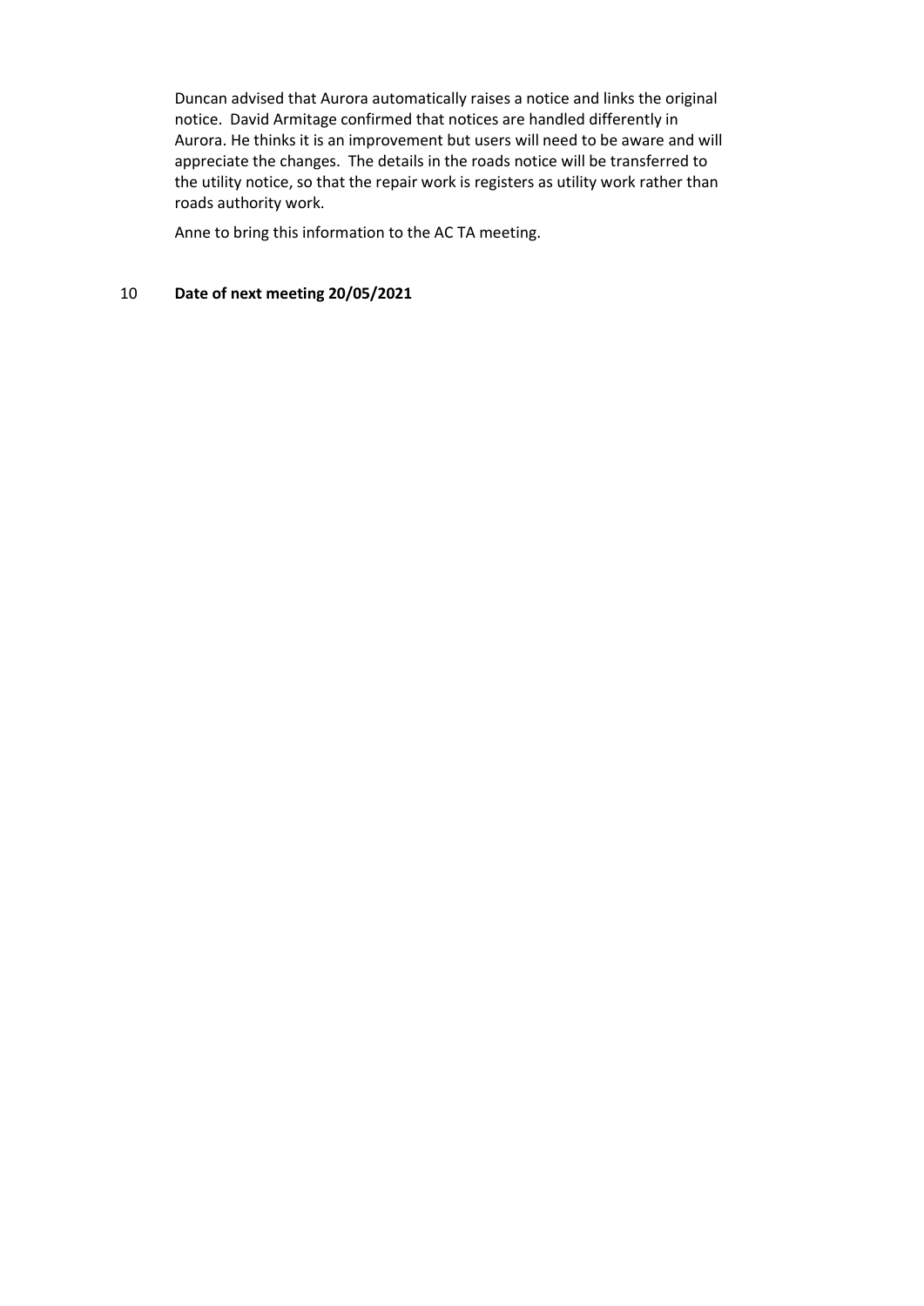Duncan advised that Aurora automatically raises a notice and links the original notice. David Armitage confirmed that notices are handled differently in Aurora. He thinks it is an improvement but users will need to be aware and will appreciate the changes. The details in the roads notice will be transferred to the utility notice, so that the repair work is registers as utility work rather than roads authority work.

Anne to bring this information to the AC TA meeting.

10 **Date of next meeting 20/05/2021**